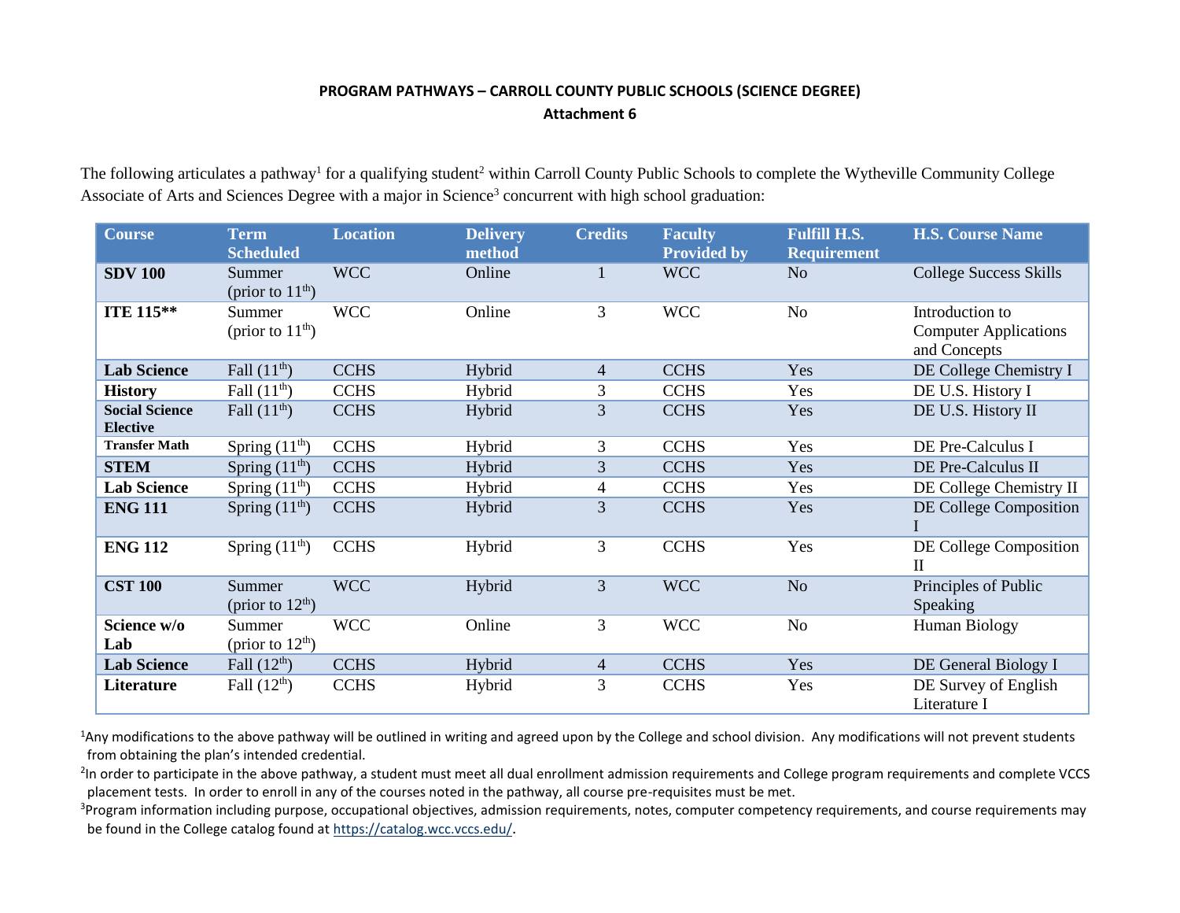**PROGRAM PATHWAYS – CARROLL COUNTY PUBLIC SCHOOLS (SCIENCE DEGREE)**

**Attachment 6**

The following articulates a pathway[1] for a qualifying student[2] within Carroll County Public Schools to complete the Wytheville Community College Associate of Arts and Sciences Degree with a major in Science[3] concurrent with high school graduation:

| Course | Term Scheduled | Location | Delivery method | Credits | Faculty Provided by | Fulfill H.S. Requirement | H.S. Course Name |
|---|---|---|---|---|---|---|---|
| **SDV 100** | Summer (prior to 11th) | WCC | Online | 1 | WCC | No | College Success Skills |
| **ITE 115**** | Summer (prior to 11th) | WCC | Online | 3 | WCC | No | Introduction to Computer Applications and Concepts |
| **Lab Science** | Fall (11th) | CCHS | Hybrid | 4 | CCHS | Yes | DE College Chemistry I |
| **History** | Fall (11th) | CCHS | Hybrid | 3 | CCHS | Yes | DE U.S. History I |
| **Social Science Elective** | Fall (11th) | CCHS | Hybrid | 3 | CCHS | Yes | DE U.S. History II |
| **Transfer Math** | Spring (11th) | CCHS | Hybrid | 3 | CCHS | Yes | DE Pre-Calculus I |
| **STEM** | Spring (11th) | CCHS | Hybrid | 3 | CCHS | Yes | DE Pre-Calculus II |
| **Lab Science** | Spring (11th) | CCHS | Hybrid | 4 | CCHS | Yes | DE College Chemistry II |
| **ENG 111** | Spring (11th) | CCHS | Hybrid | 3 | CCHS | Yes | DE College Composition I |
| **ENG 112** | Spring (11th) | CCHS | Hybrid | 3 | CCHS | Yes | DE College Composition II |
| **CST 100** | Summer (prior to 12th) | WCC | Hybrid | 3 | WCC | No | Principles of Public Speaking |
| **Science w/o Lab** | Summer (prior to 12th) | WCC | Online | 3 | WCC | No | Human Biology |
| **Lab Science** | Fall (12th) | CCHS | Hybrid | 4 | CCHS | Yes | DE General Biology I |
| **Literature** | Fall (12th) | CCHS | Hybrid | 3 | CCHS | Yes | DE Survey of English Literature I |

[1]Any modifications to the above pathway will be outlined in writing and agreed upon by the College and school division. Any modifications will not prevent students from obtaining the plan's intended credential.

[2]In order to participate in the above pathway, a student must meet all dual enrollment admission requirements and College program requirements and complete VCCS placement tests. In order to enroll in any of the courses noted in the pathway, all course pre-requisites must be met.

[3]Program information including purpose, occupational objectives, admission requirements, notes, computer competency requirements, and course requirements may be found in the College catalog found at https://catalog.wcc.vccs.edu/.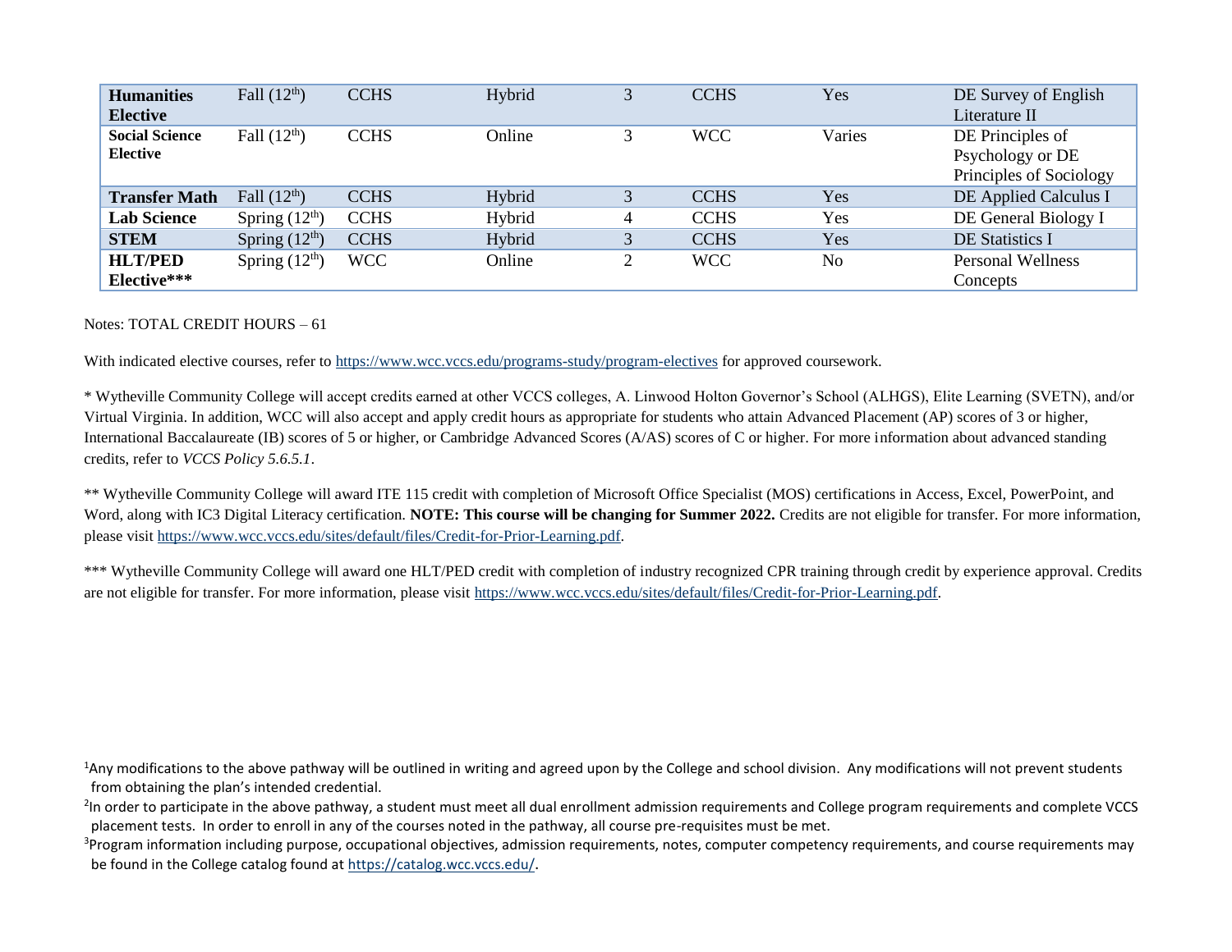| | | | | | | | |
|---|---|---|---|---|---|---|---|
| **Humanities Elective** | Fall (12th) | CCHS | Hybrid | 3 | CCHS | Yes | DE Survey of English Literature II |
| **Social Science Elective** | Fall (12th) | CCHS | Online | 3 | WCC | Varies | DE Principles of Psychology or DE Principles of Sociology |
| **Transfer Math** | Fall (12th) | CCHS | Hybrid | 3 | CCHS | Yes | DE Applied Calculus I |
| **Lab Science** | Spring (12th) | CCHS | Hybrid | 4 | CCHS | Yes | DE General Biology I |
| **STEM** | Spring (12th) | CCHS | Hybrid | 3 | CCHS | Yes | DE Statistics I |
| **HLT/PED Elective*** ** | Spring (12th) | WCC | Online | 2 | WCC | No | Personal Wellness Concepts |

Notes: TOTAL CREDIT HOURS – 61

With indicated elective courses, refer to https://www.wcc.vccs.edu/programs-study/program-electives for approved coursework.

* Wytheville Community College will accept credits earned at other VCCS colleges, A. Linwood Holton Governor's School (ALHGS), Elite Learning (SVETN), and/or Virtual Virginia. In addition, WCC will also accept and apply credit hours as appropriate for students who attain Advanced Placement (AP) scores of 3 or higher, International Baccalaureate (IB) scores of 5 or higher, or Cambridge Advanced Scores (A/AS) scores of C or higher. For more information about advanced standing credits, refer to *VCCS Policy 5.6.5.1*.

** Wytheville Community College will award ITE 115 credit with completion of Microsoft Office Specialist (MOS) certifications in Access, Excel, PowerPoint, and Word, along with IC3 Digital Literacy certification. **NOTE: This course will be changing for Summer 2022.** Credits are not eligible for transfer. For more information, please visit https://www.wcc.vccs.edu/sites/default/files/Credit-for-Prior-Learning.pdf.

*** Wytheville Community College will award one HLT/PED credit with completion of industry recognized CPR training through credit by experience approval. Credits are not eligible for transfer. For more information, please visit https://www.wcc.vccs.edu/sites/default/files/Credit-for-Prior-Learning.pdf.

[1]Any modifications to the above pathway will be outlined in writing and agreed upon by the College and school division. Any modifications will not prevent students from obtaining the plan's intended credential.

[2]In order to participate in the above pathway, a student must meet all dual enrollment admission requirements and College program requirements and complete VCCS placement tests. In order to enroll in any of the courses noted in the pathway, all course pre-requisites must be met.

[3]Program information including purpose, occupational objectives, admission requirements, notes, computer competency requirements, and course requirements may be found in the College catalog found at https://catalog.wcc.vccs.edu/.